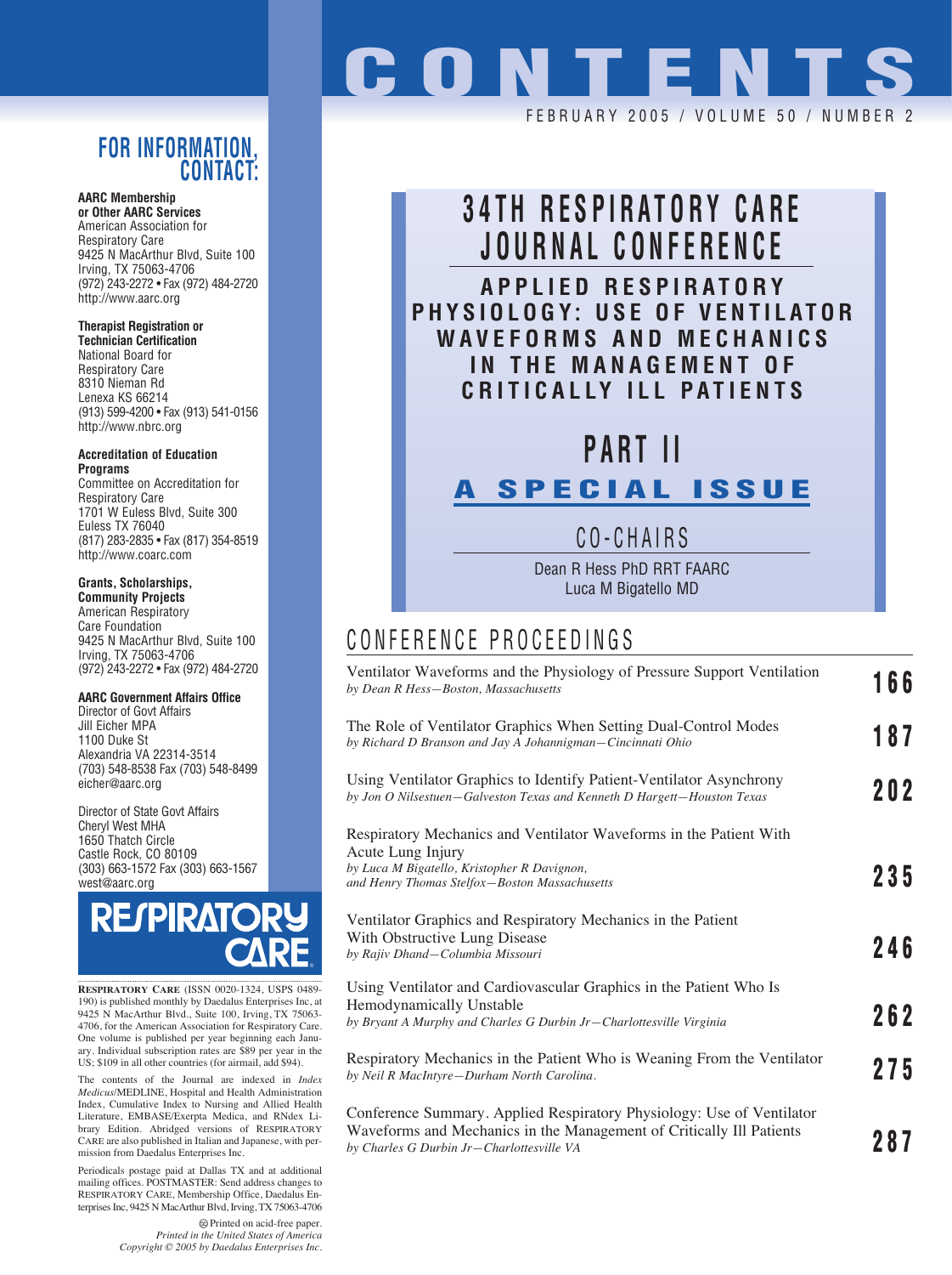# CONTENTS

FEBRUARY 2005 / VOLUME 50 / NUMBER 2

## FOR INFORMATION, CONTACT:

**AARC Membership or Other AARC Services**
American Association for Respiratory Care
9425 N MacArthur Blvd, Suite 100
Irving, TX 75063-4706
(972) 243-2272 • Fax (972) 484-2720
http://www.aarc.org

**Therapist Registration or Technician Certification**
National Board for Respiratory Care
8310 Nieman Rd
Lenexa KS 66214
(913) 599-4200 • Fax (913) 541-0156
http://www.nbrc.org

**Accreditation of Education Programs**
Committee on Accreditation for Respiratory Care
1701 W Euless Blvd, Suite 300
Euless TX 76040
(817) 283-2835 • Fax (817) 354-8519
http://www.coarc.com

**Grants, Scholarships, Community Projects**
American Respiratory Care Foundation
9425 N MacArthur Blvd, Suite 100
Irving, TX 75063-4706
(972) 243-2272 • Fax (972) 484-2720

**AARC Government Affairs Office**
Director of Govt Affairs
Jill Eicher MPA
1100 Duke St
Alexandria VA 22314-3514
(703) 548-8538 Fax (703) 548-8499
eicher@aarc.org

Director of State Govt Affairs
Cheryl West MHA
1650 Thatch Circle
Castle Rock, CO 80109
(303) 663-1572 Fax (303) 663-1567
west@aarc.org

**RESPIRATORY CARE**

RESPIRATORY CARE (ISSN 0020-1324, USPS 0489-190) is published monthly by Daedalus Enterprises Inc, at 9425 N MacArthur Blvd., Suite 100, Irving, TX 75063-4706, for the American Association for Respiratory Care. One volume is published per year beginning each January. Individual subscription rates are $89 per year in the US; $109 in all other countries (for airmail, add $94).

The contents of the Journal are indexed in *Index Medicus*/MEDLINE, Hospital and Health Administration Index, Cumulative Index to Nursing and Allied Health Literature, EMBASE/Exerpta Medica, and RNdex Library Edition. Abridged versions of RESPIRATORY CARE are also published in Italian and Japanese, with permission from Daedalus Enterprises Inc.

Periodicals postage paid at Dallas TX and at additional mailing offices. POSTMASTER: Send address changes to RESPIRATORY CARE, Membership Office, Daedalus Enterprises Inc, 9425 N MacArthur Blvd, Irving, TX 75063-4706

Printed on acid-free paper.
*Printed in the United States of America*
*Copyright © 2005 by Daedalus Enterprises Inc.*

# 34TH RESPIRATORY CARE JOURNAL CONFERENCE

## APPLIED RESPIRATORY PHYSIOLOGY: USE OF VENTILATOR WAVEFORMS AND MECHANICS IN THE MANAGEMENT OF CRITICALLY ILL PATIENTS

## PART II

## A SPECIAL ISSUE

### CO-CHAIRS

Dean R Hess PhD RRT FAARC
Luca M Bigatello MD

## CONFERENCE PROCEEDINGS

Ventilator Waveforms and the Physiology of Pressure Support Ventilation — **166**
*by Dean R Hess—Boston, Massachusetts*

The Role of Ventilator Graphics When Setting Dual-Control Modes — **187**
*by Richard D Branson and Jay A Johannigman—Cincinnati Ohio*

Using Ventilator Graphics to Identify Patient-Ventilator Asynchrony — **202**
*by Jon O Nilsestuen—Galveston Texas and Kenneth D Hargett—Houston Texas*

Respiratory Mechanics and Ventilator Waveforms in the Patient With Acute Lung Injury — **235**
*by Luca M Bigatello, Kristopher R Davignon, and Henry Thomas Stelfox—Boston Massachusetts*

Ventilator Graphics and Respiratory Mechanics in the Patient With Obstructive Lung Disease — **246**
*by Rajiv Dhand—Columbia Missouri*

Using Ventilator and Cardiovascular Graphics in the Patient Who Is Hemodynamically Unstable — **262**
*by Bryant A Murphy and Charles G Durbin Jr—Charlottesville Virginia*

Respiratory Mechanics in the Patient Who is Weaning From the Ventilator — **275**
*by Neil R MacIntyre—Durham North Carolina.*

Conference Summary. Applied Respiratory Physiology: Use of Ventilator Waveforms and Mechanics in the Management of Critically Ill Patients — **287**
*by Charles G Durbin Jr—Charlottesville VA*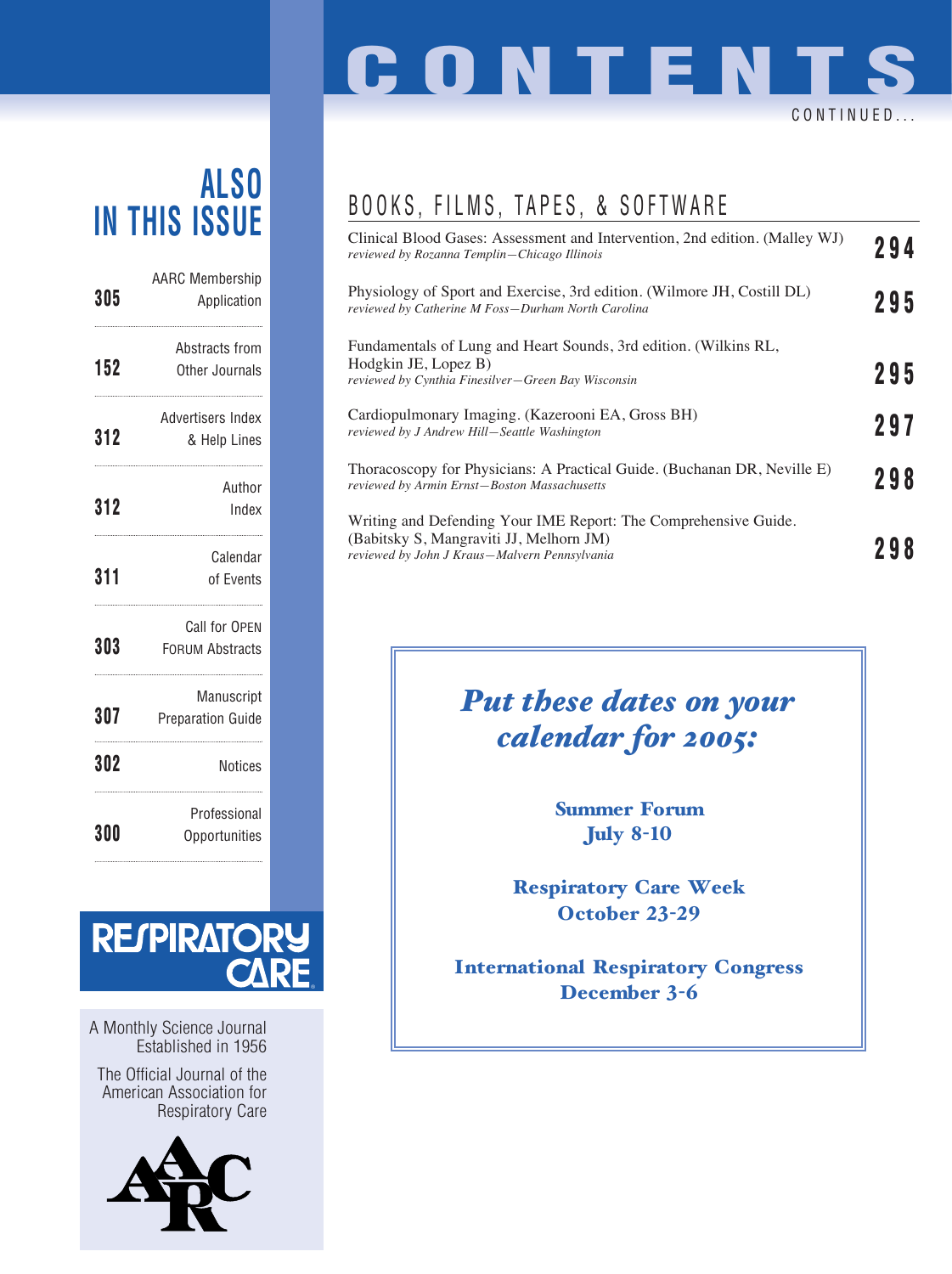# CONTENTS

CONTINUED...

## BOOKS, FILMS, TAPES, & SOFTWARE

Clinical Blood Gases: Assessment and Intervention, 2nd edition. (Malley WJ)
*reviewed by Rozanna Templin—Chicago Illinois* **294**

Physiology of Sport and Exercise, 3rd edition. (Wilmore JH, Costill DL)
*reviewed by Catherine M Foss—Durham North Carolina* **295**

Fundamentals of Lung and Heart Sounds, 3rd edition. (Wilkins RL, Hodgkin JE, Lopez B)
*reviewed by Cynthia Finesilver—Green Bay Wisconsin* **295**

Cardiopulmonary Imaging. (Kazerooni EA, Gross BH)
*reviewed by J Andrew Hill—Seattle Washington* **297**

Thoracoscopy for Physicians: A Practical Guide. (Buchanan DR, Neville E)
*reviewed by Armin Ernst—Boston Massachusetts* **298**

Writing and Defending Your IME Report: The Comprehensive Guide. (Babitsky S, Mangraviti JJ, Melhorn JM)
*reviewed by John J Kraus—Malvern Pennsylvania* **298**

## ALSO IN THIS ISSUE

| | |
|---|---|
| 305 | AARC Membership Application |
| 152 | Abstracts from Other Journals |
| 312 | Advertisers Index & Help Lines |
| 312 | Author Index |
| 311 | Calendar of Events |
| 303 | Call for OPEN FORUM Abstracts |
| 307 | Manuscript Preparation Guide |
| 302 | Notices |
| 300 | Professional Opportunities |

***Put these dates on your calendar for 2005:***

**Summer Forum**
**July 8-10**

**Respiratory Care Week**
**October 23-29**

**International Respiratory Congress**
**December 3-6**

RESPIRATORY CARE

A Monthly Science Journal
Established in 1956

The Official Journal of the
American Association for
Respiratory Care

AARC